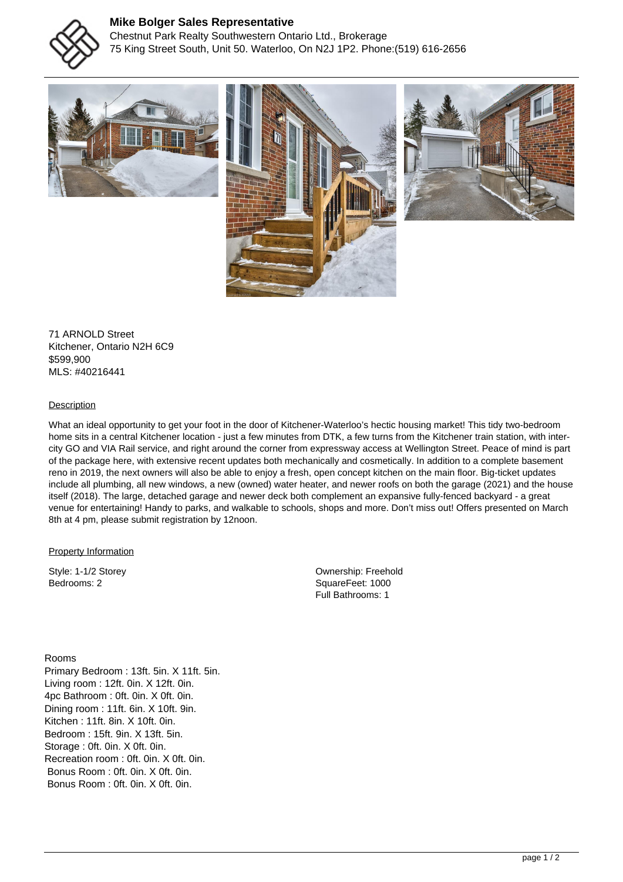**Mike Bolger Sales Representative**
Chestnut Park Realty Southwestern Ontario Ltd., Brokerage
75 King Street South, Unit 50. Waterloo, On N2J 1P2. Phone:(519) 616-2656

71 ARNOLD Street
Kitchener, Ontario N2H 6C9
$599,900
MLS: #40216441

## Description

What an ideal opportunity to get your foot in the door of Kitchener-Waterloo's hectic housing market! This tidy two-bedroom home sits in a central Kitchener location - just a few minutes from DTK, a few turns from the Kitchener train station, with inter-city GO and VIA Rail service, and right around the corner from expressway access at Wellington Street. Peace of mind is part of the package here, with extensive recent updates both mechanically and cosmetically. In addition to a complete basement reno in 2019, the next owners will also be able to enjoy a fresh, open concept kitchen on the main floor. Big-ticket updates include all plumbing, all new windows, a new (owned) water heater, and newer roofs on both the garage (2021) and the house itself (2018). The large, detached garage and newer deck both complement an expansive fully-fenced backyard - a great venue for entertaining! Handy to parks, and walkable to schools, shops and more. Don't miss out! Offers presented on March 8th at 4 pm, please submit registration by 12noon.

## Property Information

Style: 1-1/2 Storey
Bedrooms: 2

Ownership: Freehold
SquareFeet: 1000
Full Bathrooms: 1

## Rooms

Primary Bedroom : 13ft. 5in. X 11ft. 5in.
Living room : 12ft. 0in. X 12ft. 0in.
4pc Bathroom : 0ft. 0in. X 0ft. 0in.
Dining room : 11ft. 6in. X 10ft. 9in.
Kitchen : 11ft. 8in. X 10ft. 0in.
Bedroom : 15ft. 9in. X 13ft. 5in.
Storage : 0ft. 0in. X 0ft. 0in.
Recreation room : 0ft. 0in. X 0ft. 0in.
Bonus Room : 0ft. 0in. X 0ft. 0in.
Bonus Room : 0ft. 0in. X 0ft. 0in.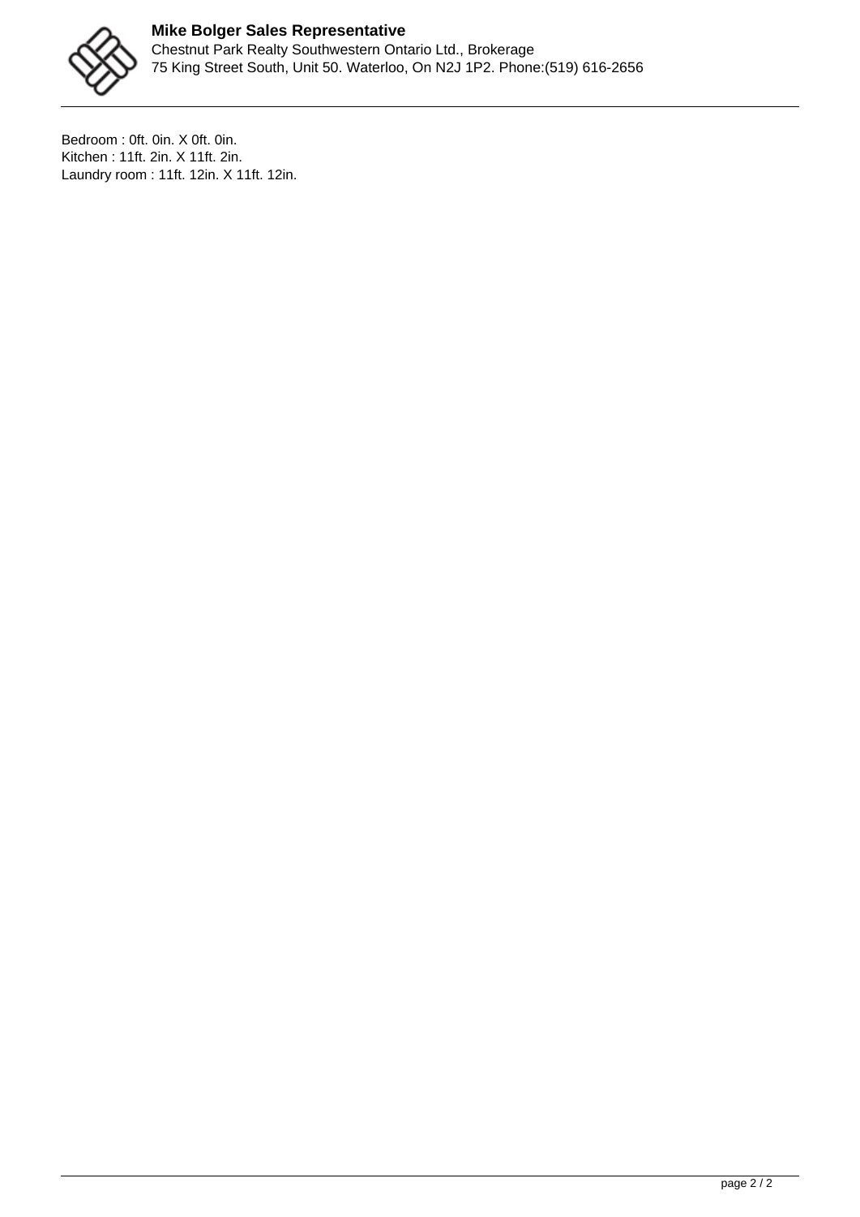**Mike Bolger Sales Representative**
Chestnut Park Realty Southwestern Ontario Ltd., Brokerage
75 King Street South, Unit 50. Waterloo, On N2J 1P2. Phone:(519) 616-2656

Bedroom : 0ft. 0in. X 0ft. 0in.
Kitchen : 11ft. 2in. X 11ft. 2in.
Laundry room : 11ft. 12in. X 11ft. 12in.